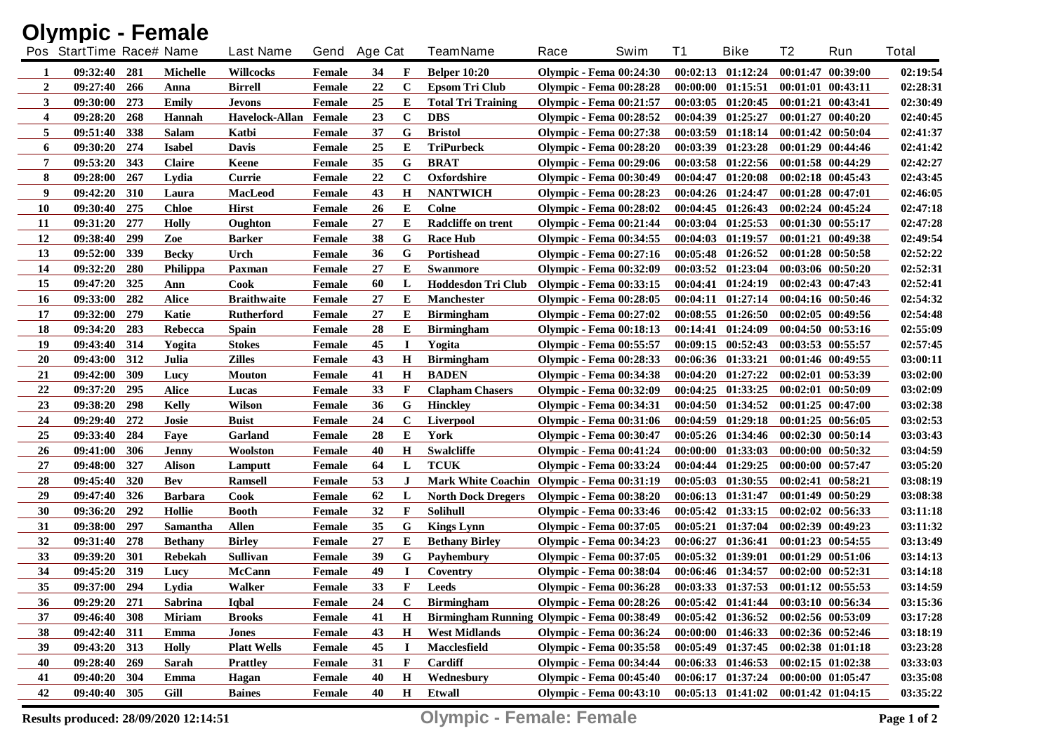# Olympic - Female

| Pos | StartTime | Race# | Name | Last Name | Gend | Age | Cat | TeamName | Race | Swim | T1 | Bike | T2 | Run | Total |
|---|---|---|---|---|---|---|---|---|---|---|---|---|---|---|---|
| 1 | 09:32:40 | 281 | Michelle | Willcocks | Female | 34 | F | Belper 10:20 | Olympic - Fema | 00:24:30 | 00:02:13 | 01:12:24 | 00:01:47 | 00:39:00 | 02:19:54 |
| 2 | 09:27:40 | 266 | Anna | Birrell | Female | 22 | C | Epsom Tri Club | Olympic - Fema | 00:28:28 | 00:00:00 | 01:15:51 | 00:01:01 | 00:43:11 | 02:28:31 |
| 3 | 09:30:00 | 273 | Emily | Jevons | Female | 25 | E | Total Tri Training | Olympic - Fema | 00:21:57 | 00:03:05 | 01:20:45 | 00:01:21 | 00:43:41 | 02:30:49 |
| 4 | 09:28:20 | 268 | Hannah | Havelock-Allan | Female | 23 | C | DBS | Olympic - Fema | 00:28:52 | 00:04:39 | 01:25:27 | 00:01:27 | 00:40:20 | 02:40:45 |
| 5 | 09:51:40 | 338 | Salam | Katbi | Female | 37 | G | Bristol | Olympic - Fema | 00:27:38 | 00:03:59 | 01:18:14 | 00:01:42 | 00:50:04 | 02:41:37 |
| 6 | 09:30:20 | 274 | Isabel | Davis | Female | 25 | E | TriPurbeck | Olympic - Fema | 00:28:20 | 00:03:39 | 01:23:28 | 00:01:29 | 00:44:46 | 02:41:42 |
| 7 | 09:53:20 | 343 | Claire | Keene | Female | 35 | G | BRAT | Olympic - Fema | 00:29:06 | 00:03:58 | 01:22:56 | 00:01:58 | 00:44:29 | 02:42:27 |
| 8 | 09:28:00 | 267 | Lydia | Currie | Female | 22 | C | Oxfordshire | Olympic - Fema | 00:30:49 | 00:04:47 | 01:20:08 | 00:02:18 | 00:45:43 | 02:43:45 |
| 9 | 09:42:20 | 310 | Laura | MacLeod | Female | 43 | H | NANTWICH | Olympic - Fema | 00:28:23 | 00:04:26 | 01:24:47 | 00:01:28 | 00:47:01 | 02:46:05 |
| 10 | 09:30:40 | 275 | Chloe | Hirst | Female | 26 | E | Colne | Olympic - Fema | 00:28:02 | 00:04:45 | 01:26:43 | 00:02:24 | 00:45:24 | 02:47:18 |
| 11 | 09:31:20 | 277 | Holly | Oughton | Female | 27 | E | Radcliffe on trent | Olympic - Fema | 00:21:44 | 00:03:04 | 01:25:53 | 00:01:30 | 00:55:17 | 02:47:28 |
| 12 | 09:38:40 | 299 | Zoe | Barker | Female | 38 | G | Race Hub | Olympic - Fema | 00:34:55 | 00:04:03 | 01:19:57 | 00:01:21 | 00:49:38 | 02:49:54 |
| 13 | 09:52:00 | 339 | Becky | Urch | Female | 36 | G | Portishead | Olympic - Fema | 00:27:16 | 00:05:48 | 01:26:52 | 00:01:28 | 00:50:58 | 02:52:22 |
| 14 | 09:32:20 | 280 | Philippa | Paxman | Female | 27 | E | Swanmore | Olympic - Fema | 00:32:09 | 00:03:52 | 01:23:04 | 00:03:06 | 00:50:20 | 02:52:31 |
| 15 | 09:47:20 | 325 | Ann | Cook | Female | 60 | L | Hoddesdon Tri Club | Olympic - Fema | 00:33:15 | 00:04:41 | 01:24:19 | 00:02:43 | 00:47:43 | 02:52:41 |
| 16 | 09:33:00 | 282 | Alice | Braithwaite | Female | 27 | E | Manchester | Olympic - Fema | 00:28:05 | 00:04:11 | 01:27:14 | 00:04:16 | 00:50:46 | 02:54:32 |
| 17 | 09:32:00 | 279 | Katie | Rutherford | Female | 27 | E | Birmingham | Olympic - Fema | 00:27:02 | 00:08:55 | 01:26:50 | 00:02:05 | 00:49:56 | 02:54:48 |
| 18 | 09:34:20 | 283 | Rebecca | Spain | Female | 28 | E | Birmingham | Olympic - Fema | 00:18:13 | 00:14:41 | 01:24:09 | 00:04:50 | 00:53:16 | 02:55:09 |
| 19 | 09:43:40 | 314 | Yogita | Stokes | Female | 45 | I | Yogita | Olympic - Fema | 00:55:57 | 00:09:15 | 00:52:43 | 00:03:53 | 00:55:57 | 02:57:45 |
| 20 | 09:43:00 | 312 | Julia | Zilles | Female | 43 | H | Birmingham | Olympic - Fema | 00:28:33 | 00:06:36 | 01:33:21 | 00:01:46 | 00:49:55 | 03:00:11 |
| 21 | 09:42:00 | 309 | Lucy | Mouton | Female | 41 | H | BADEN | Olympic - Fema | 00:34:38 | 00:04:20 | 01:27:22 | 00:02:01 | 00:53:39 | 03:02:00 |
| 22 | 09:37:20 | 295 | Alice | Lucas | Female | 33 | F | Clapham Chasers | Olympic - Fema | 00:32:09 | 00:04:25 | 01:33:25 | 00:02:01 | 00:50:09 | 03:02:09 |
| 23 | 09:38:20 | 298 | Kelly | Wilson | Female | 36 | G | Hinckley | Olympic - Fema | 00:34:31 | 00:04:50 | 01:34:52 | 00:01:25 | 00:47:00 | 03:02:38 |
| 24 | 09:29:40 | 272 | Josie | Buist | Female | 24 | C | Liverpool | Olympic - Fema | 00:31:06 | 00:04:59 | 01:29:18 | 00:01:25 | 00:56:05 | 03:02:53 |
| 25 | 09:33:40 | 284 | Faye | Garland | Female | 28 | E | York | Olympic - Fema | 00:30:47 | 00:05:26 | 01:34:46 | 00:02:30 | 00:50:14 | 03:03:43 |
| 26 | 09:41:00 | 306 | Jenny | Woolston | Female | 40 | H | Swalcliffe | Olympic - Fema | 00:41:24 | 00:00:00 | 01:33:03 | 00:00:00 | 00:50:32 | 03:04:59 |
| 27 | 09:48:00 | 327 | Alison | Lamputt | Female | 64 | L | TCUK | Olympic - Fema | 00:33:24 | 00:04:44 | 01:29:25 | 00:00:00 | 00:57:47 | 03:05:20 |
| 28 | 09:45:40 | 320 | Bev | Ramsell | Female | 53 | J | Mark White Coachin | Olympic - Fema | 00:31:19 | 00:05:03 | 01:30:55 | 00:02:41 | 00:58:21 | 03:08:19 |
| 29 | 09:47:40 | 326 | Barbara | Cook | Female | 62 | L | North Dock Dregers | Olympic - Fema | 00:38:20 | 00:06:13 | 01:31:47 | 00:01:49 | 00:50:29 | 03:08:38 |
| 30 | 09:36:20 | 292 | Hollie | Booth | Female | 32 | F | Solihull | Olympic - Fema | 00:33:46 | 00:05:42 | 01:33:15 | 00:02:02 | 00:56:33 | 03:11:18 |
| 31 | 09:38:00 | 297 | Samantha | Allen | Female | 35 | G | Kings Lynn | Olympic - Fema | 00:37:05 | 00:05:21 | 01:37:04 | 00:02:39 | 00:49:23 | 03:11:32 |
| 32 | 09:31:40 | 278 | Bethany | Birley | Female | 27 | E | Bethany Birley | Olympic - Fema | 00:34:23 | 00:06:27 | 01:36:41 | 00:01:23 | 00:54:55 | 03:13:49 |
| 33 | 09:39:20 | 301 | Rebekah | Sullivan | Female | 39 | G | Payhembury | Olympic - Fema | 00:37:05 | 00:05:32 | 01:39:01 | 00:01:29 | 00:51:06 | 03:14:13 |
| 34 | 09:45:20 | 319 | Lucy | McCann | Female | 49 | I | Coventry | Olympic - Fema | 00:38:04 | 00:06:46 | 01:34:57 | 00:02:00 | 00:52:31 | 03:14:18 |
| 35 | 09:37:00 | 294 | Lydia | Walker | Female | 33 | F | Leeds | Olympic - Fema | 00:36:28 | 00:03:33 | 01:37:53 | 00:01:12 | 00:55:53 | 03:14:59 |
| 36 | 09:29:20 | 271 | Sabrina | Iqbal | Female | 24 | C | Birmingham | Olympic - Fema | 00:28:26 | 00:05:42 | 01:41:44 | 00:03:10 | 00:56:34 | 03:15:36 |
| 37 | 09:46:40 | 308 | Miriam | Brooks | Female | 41 | H | Birmingham Running | Olympic - Fema | 00:38:49 | 00:05:42 | 01:36:52 | 00:02:56 | 00:53:09 | 03:17:28 |
| 38 | 09:42:40 | 311 | Emma | Jones | Female | 43 | H | West Midlands | Olympic - Fema | 00:36:24 | 00:00:00 | 01:46:33 | 00:02:36 | 00:52:46 | 03:18:19 |
| 39 | 09:43:20 | 313 | Holly | Platt Wells | Female | 45 | I | Macclesfield | Olympic - Fema | 00:35:58 | 00:05:49 | 01:37:45 | 00:02:38 | 01:01:18 | 03:23:28 |
| 40 | 09:28:40 | 269 | Sarah | Prattley | Female | 31 | F | Cardiff | Olympic - Fema | 00:34:44 | 00:06:33 | 01:46:53 | 00:02:15 | 01:02:38 | 03:33:03 |
| 41 | 09:40:20 | 304 | Emma | Hagan | Female | 40 | H | Wednesbury | Olympic - Fema | 00:45:40 | 00:06:17 | 01:37:24 | 00:00:00 | 01:05:47 | 03:35:08 |
| 42 | 09:40:40 | 305 | Gill | Baines | Female | 40 | H | Etwall | Olympic - Fema | 00:43:10 | 00:05:13 | 01:41:02 | 00:01:42 | 01:04:15 | 03:35:22 |

Results produced: 28/09/2020 12:14:51

Olympic - Female: Female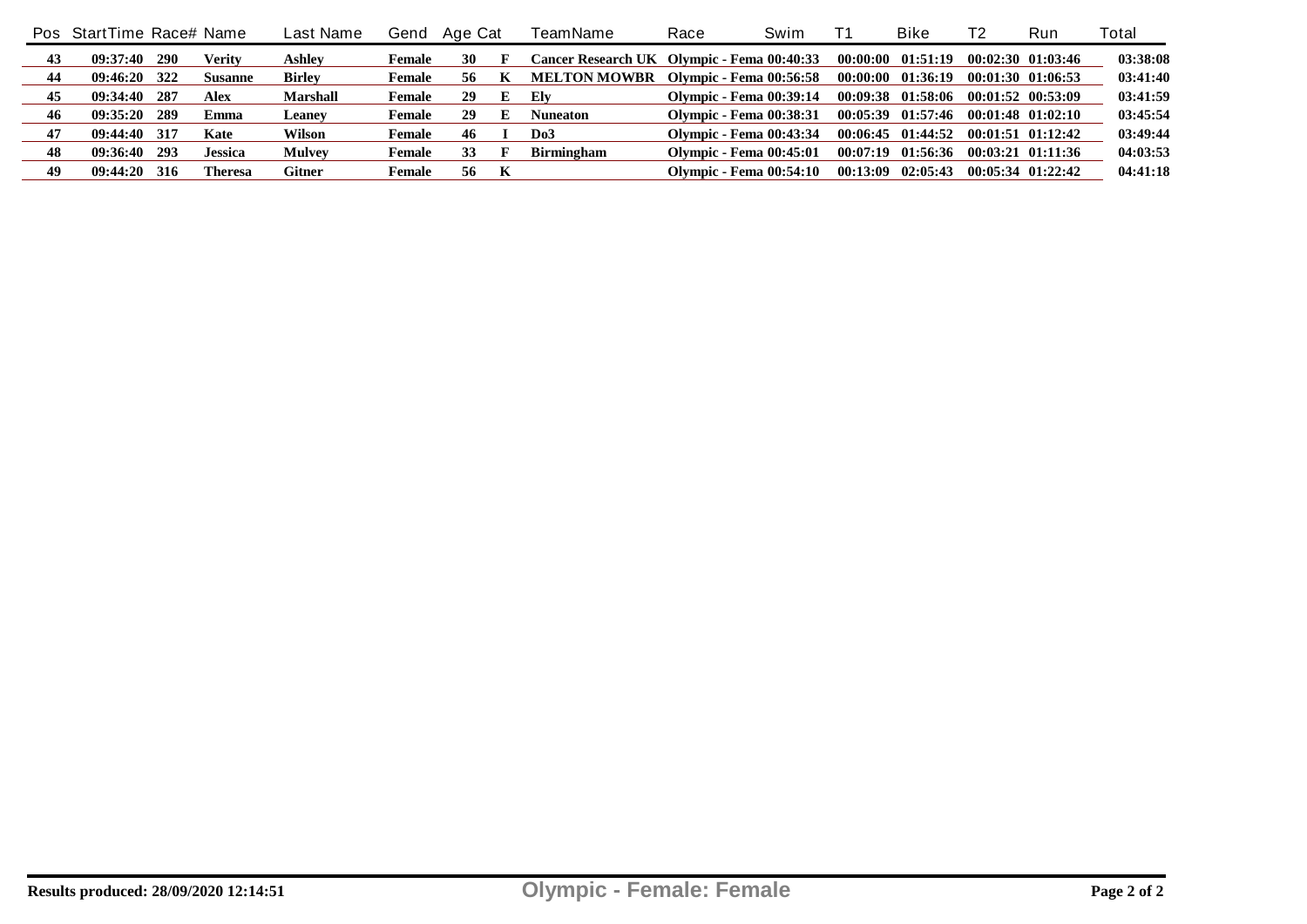| Pos | StartTime | Race# | Name | Last Name | Gend | Age | Cat | TeamName | Race | Swim | T1 | Bike | T2 | Run | Total |
|---|---|---|---|---|---|---|---|---|---|---|---|---|---|---|---|
| 43 | 09:37:40 | 290 | Verity | Ashley | Female | 30 | F | Cancer Research UK | Olympic - Fema | 00:40:33 | 00:00:00 | 01:51:19 | 00:02:30 | 01:03:46 | 03:38:08 |
| 44 | 09:46:20 | 322 | Susanne | Birley | Female | 56 | K | MELTON MOWBR | Olympic - Fema | 00:56:58 | 00:00:00 | 01:36:19 | 00:01:30 | 01:06:53 | 03:41:40 |
| 45 | 09:34:40 | 287 | Alex | Marshall | Female | 29 | E | Ely | Olympic - Fema | 00:39:14 | 00:09:38 | 01:58:06 | 00:01:52 | 00:53:09 | 03:41:59 |
| 46 | 09:35:20 | 289 | Emma | Leaney | Female | 29 | E | Nuneaton | Olympic - Fema | 00:38:31 | 00:05:39 | 01:57:46 | 00:01:48 | 01:02:10 | 03:45:54 |
| 47 | 09:44:40 | 317 | Kate | Wilson | Female | 46 | I | Do3 | Olympic - Fema | 00:43:34 | 00:06:45 | 01:44:52 | 00:01:51 | 01:12:42 | 03:49:44 |
| 48 | 09:36:40 | 293 | Jessica | Mulvey | Female | 33 | F | Birmingham | Olympic - Fema | 00:45:01 | 00:07:19 | 01:56:36 | 00:03:21 | 01:11:36 | 04:03:53 |
| 49 | 09:44:20 | 316 | Theresa | Gitner | Female | 56 | K | | Olympic - Fema | 00:54:10 | 00:13:09 | 02:05:43 | 00:05:34 | 01:22:42 | 04:41:18 |

Results produced: 28/09/2020 12:14:51

Olympic - Female: Female